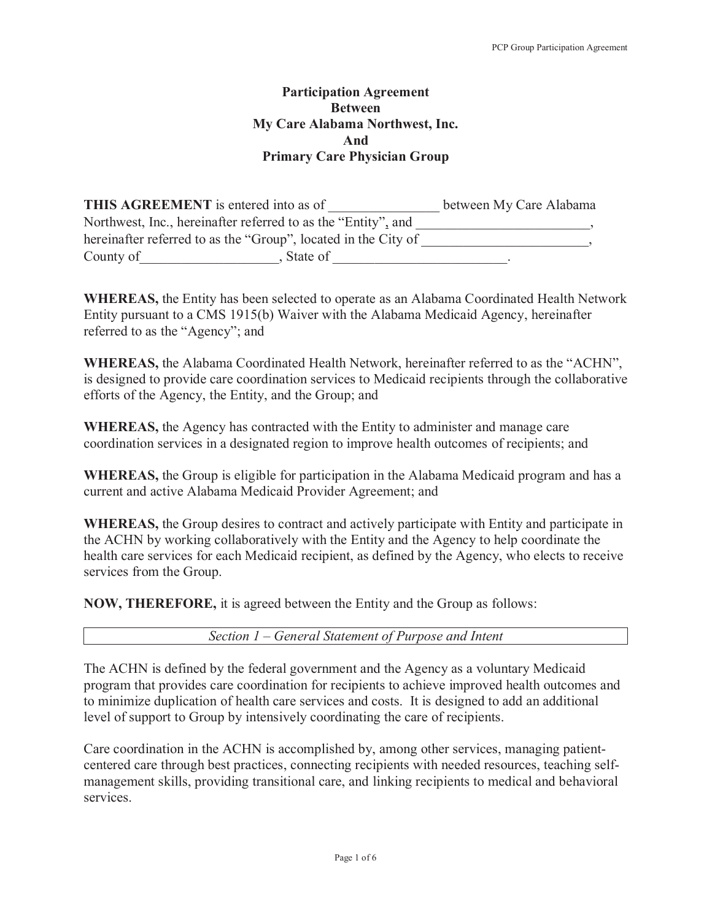# Participation Agreement
# Between
# My Care Alabama Northwest, Inc.
# And
# Primary Care Physician Group

**THIS AGREEMENT** is entered into as of _______________ between My Care Alabama Northwest, Inc., hereinafter referred to as the "Entity", and _________________________, hereinafter referred to as the "Group", located in the City of _______________________, County of___________________, State of ________________________.

**WHEREAS,** the Entity has been selected to operate as an Alabama Coordinated Health Network Entity pursuant to a CMS 1915(b) Waiver with the Alabama Medicaid Agency, hereinafter referred to as the "Agency"; and

**WHEREAS,** the Alabama Coordinated Health Network, hereinafter referred to as the "ACHN", is designed to provide care coordination services to Medicaid recipients through the collaborative efforts of the Agency, the Entity, and the Group; and

**WHEREAS,** the Agency has contracted with the Entity to administer and manage care coordination services in a designated region to improve health outcomes of recipients; and

**WHEREAS,** the Group is eligible for participation in the Alabama Medicaid program and has a current and active Alabama Medicaid Provider Agreement; and

**WHEREAS,** the Group desires to contract and actively participate with Entity and participate in the ACHN by working collaboratively with the Entity and the Agency to help coordinate the health care services for each Medicaid recipient, as defined by the Agency, who elects to receive services from the Group.

**NOW, THEREFORE,** it is agreed between the Entity and the Group as follows:

## *Section 1 – General Statement of Purpose and Intent*

The ACHN is defined by the federal government and the Agency as a voluntary Medicaid program that provides care coordination for recipients to achieve improved health outcomes and to minimize duplication of health care services and costs. It is designed to add an additional level of support to Group by intensively coordinating the care of recipients.

Care coordination in the ACHN is accomplished by, among other services, managing patient-centered care through best practices, connecting recipients with needed resources, teaching self-management skills, providing transitional care, and linking recipients to medical and behavioral services.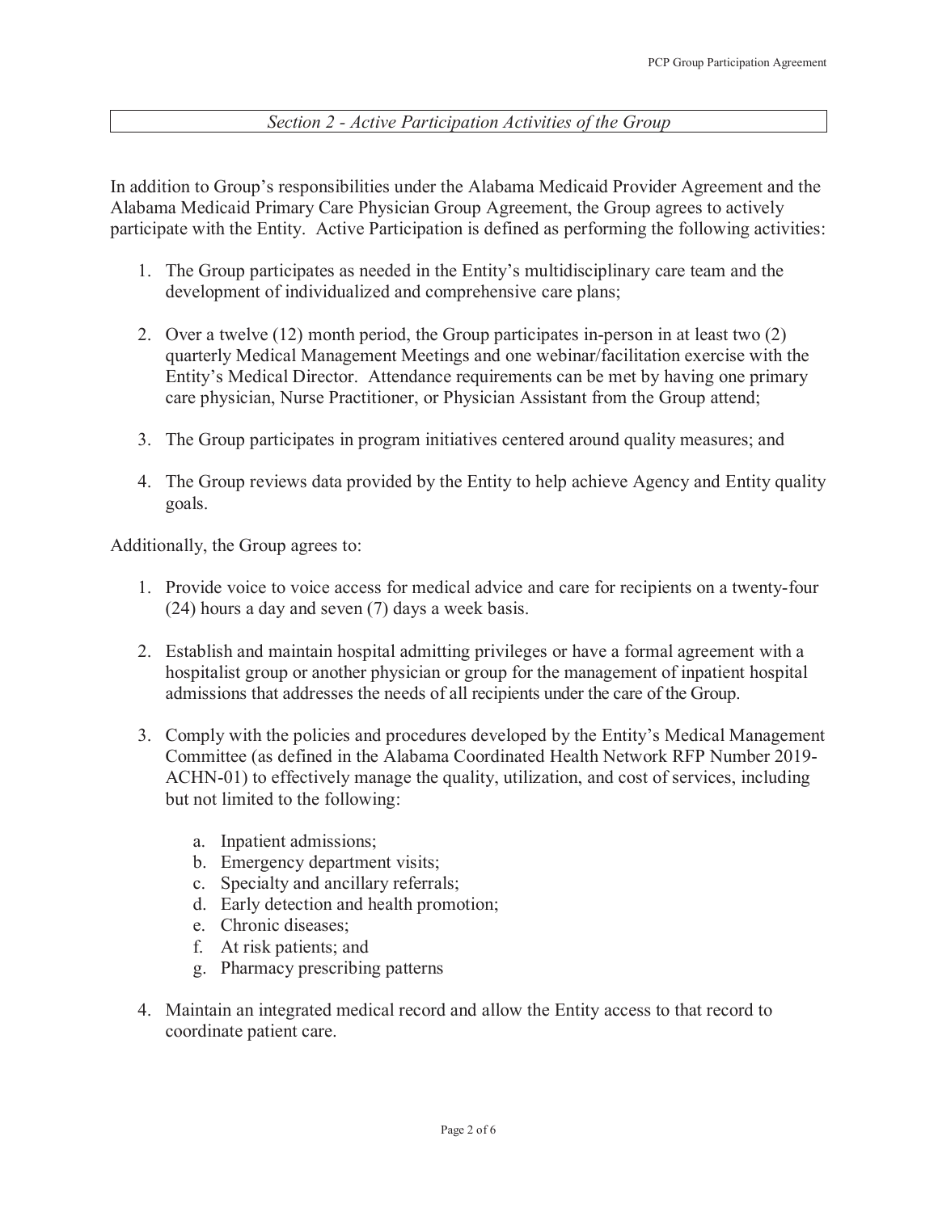## *Section 2 - Active Participation Activities of the Group*

In addition to Group's responsibilities under the Alabama Medicaid Provider Agreement and the Alabama Medicaid Primary Care Physician Group Agreement, the Group agrees to actively participate with the Entity. Active Participation is defined as performing the following activities:

1. The Group participates as needed in the Entity's multidisciplinary care team and the development of individualized and comprehensive care plans;

2. Over a twelve (12) month period, the Group participates in-person in at least two (2) quarterly Medical Management Meetings and one webinar/facilitation exercise with the Entity's Medical Director. Attendance requirements can be met by having one primary care physician, Nurse Practitioner, or Physician Assistant from the Group attend;

3. The Group participates in program initiatives centered around quality measures; and

4. The Group reviews data provided by the Entity to help achieve Agency and Entity quality goals.

Additionally, the Group agrees to:

1. Provide voice to voice access for medical advice and care for recipients on a twenty-four (24) hours a day and seven (7) days a week basis.

2. Establish and maintain hospital admitting privileges or have a formal agreement with a hospitalist group or another physician or group for the management of inpatient hospital admissions that addresses the needs of all recipients under the care of the Group.

3. Comply with the policies and procedures developed by the Entity's Medical Management Committee (as defined in the Alabama Coordinated Health Network RFP Number 2019-ACHN-01) to effectively manage the quality, utilization, and cost of services, including but not limited to the following:

    a. Inpatient admissions;
    b. Emergency department visits;
    c. Specialty and ancillary referrals;
    d. Early detection and health promotion;
    e. Chronic diseases;
    f. At risk patients; and
    g. Pharmacy prescribing patterns

4. Maintain an integrated medical record and allow the Entity access to that record to coordinate patient care.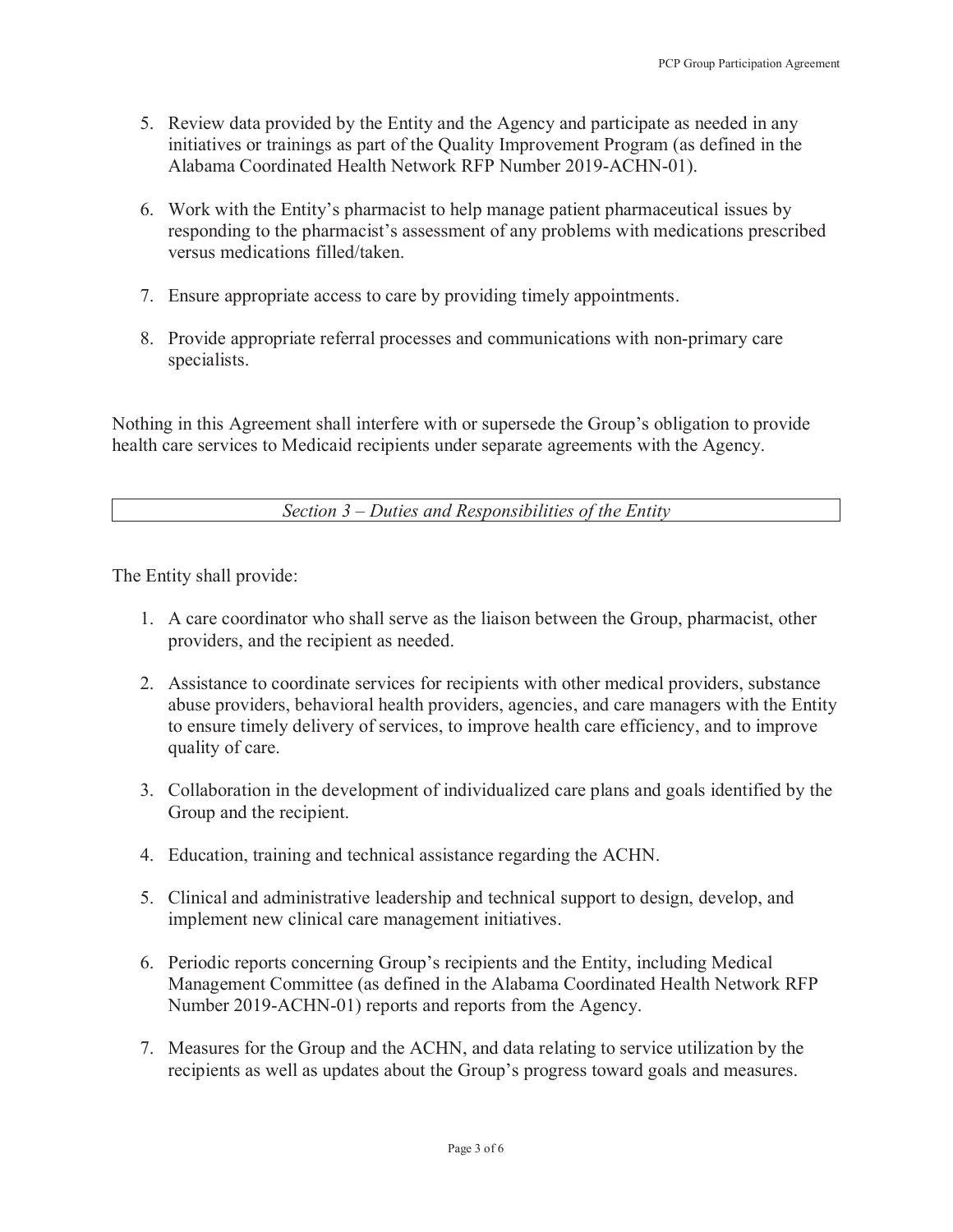5. Review data provided by the Entity and the Agency and participate as needed in any initiatives or trainings as part of the Quality Improvement Program (as defined in the Alabama Coordinated Health Network RFP Number 2019-ACHN-01).

6. Work with the Entity's pharmacist to help manage patient pharmaceutical issues by responding to the pharmacist's assessment of any problems with medications prescribed versus medications filled/taken.

7. Ensure appropriate access to care by providing timely appointments.

8. Provide appropriate referral processes and communications with non-primary care specialists.

Nothing in this Agreement shall interfere with or supersede the Group's obligation to provide health care services to Medicaid recipients under separate agreements with the Agency.

## *Section 3 – Duties and Responsibilities of the Entity*

The Entity shall provide:

1. A care coordinator who shall serve as the liaison between the Group, pharmacist, other providers, and the recipient as needed.

2. Assistance to coordinate services for recipients with other medical providers, substance abuse providers, behavioral health providers, agencies, and care managers with the Entity to ensure timely delivery of services, to improve health care efficiency, and to improve quality of care.

3. Collaboration in the development of individualized care plans and goals identified by the Group and the recipient.

4. Education, training and technical assistance regarding the ACHN.

5. Clinical and administrative leadership and technical support to design, develop, and implement new clinical care management initiatives.

6. Periodic reports concerning Group's recipients and the Entity, including Medical Management Committee (as defined in the Alabama Coordinated Health Network RFP Number 2019-ACHN-01) reports and reports from the Agency.

7. Measures for the Group and the ACHN, and data relating to service utilization by the recipients as well as updates about the Group's progress toward goals and measures.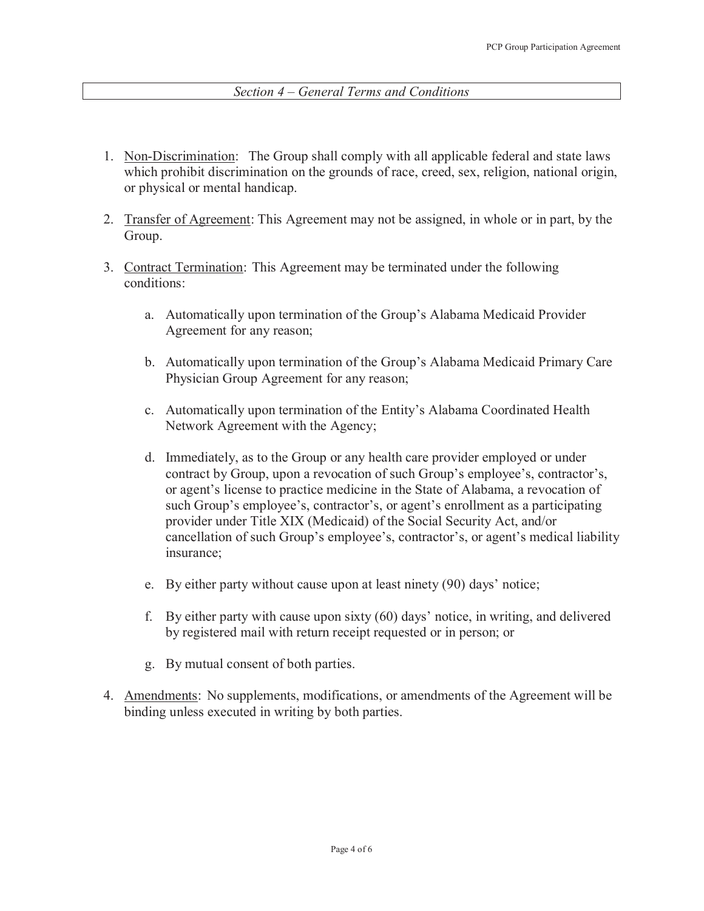## *Section 4 – General Terms and Conditions*

1. Non-Discrimination: The Group shall comply with all applicable federal and state laws which prohibit discrimination on the grounds of race, creed, sex, religion, national origin, or physical or mental handicap.

2. Transfer of Agreement: This Agreement may not be assigned, in whole or in part, by the Group.

3. Contract Termination: This Agreement may be terminated under the following conditions:

    a. Automatically upon termination of the Group's Alabama Medicaid Provider Agreement for any reason;

    b. Automatically upon termination of the Group's Alabama Medicaid Primary Care Physician Group Agreement for any reason;

    c. Automatically upon termination of the Entity's Alabama Coordinated Health Network Agreement with the Agency;

    d. Immediately, as to the Group or any health care provider employed or under contract by Group, upon a revocation of such Group's employee's, contractor's, or agent's license to practice medicine in the State of Alabama, a revocation of such Group's employee's, contractor's, or agent's enrollment as a participating provider under Title XIX (Medicaid) of the Social Security Act, and/or cancellation of such Group's employee's, contractor's, or agent's medical liability insurance;

    e. By either party without cause upon at least ninety (90) days' notice;

    f. By either party with cause upon sixty (60) days' notice, in writing, and delivered by registered mail with return receipt requested or in person; or

    g. By mutual consent of both parties.

4. Amendments: No supplements, modifications, or amendments of the Agreement will be binding unless executed in writing by both parties.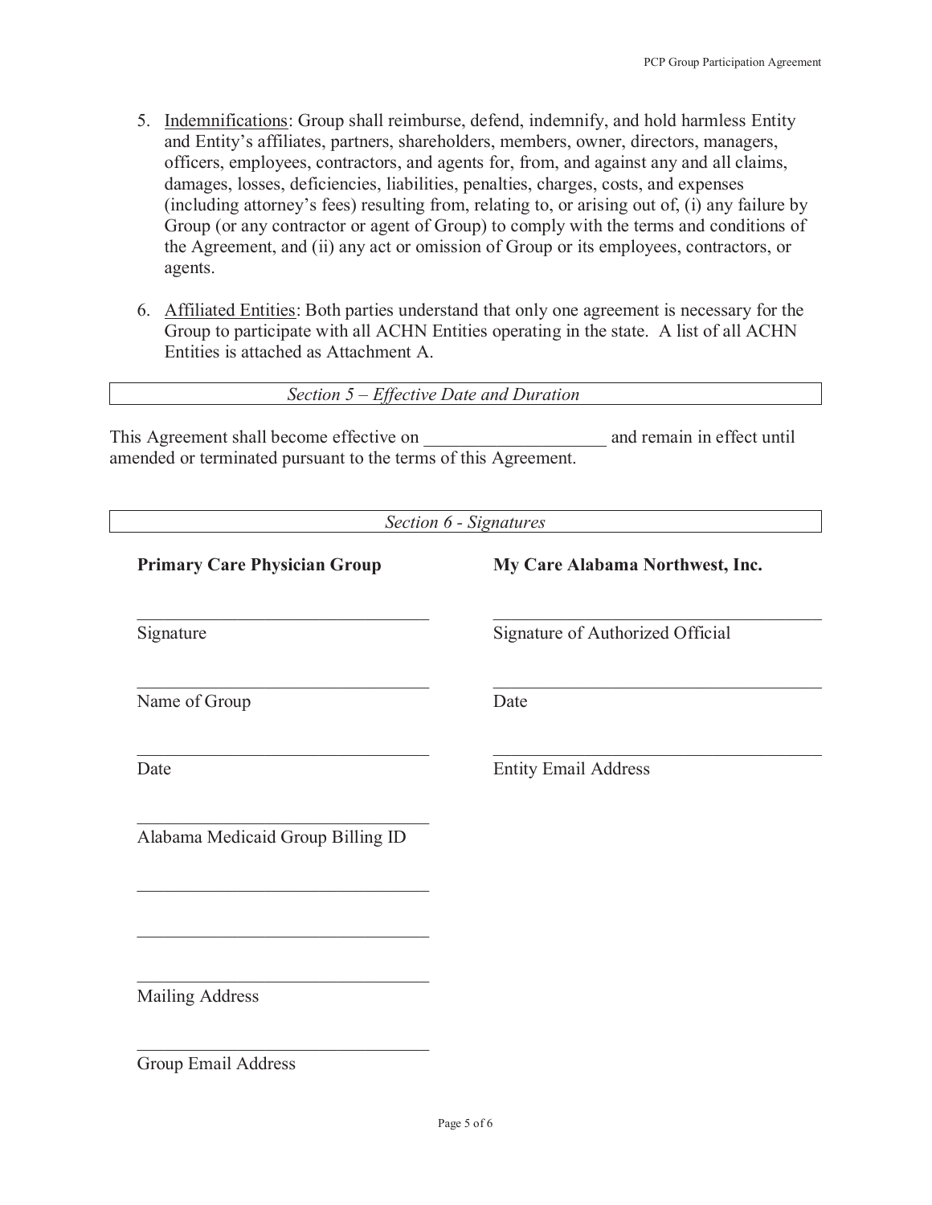5. Indemnifications: Group shall reimburse, defend, indemnify, and hold harmless Entity and Entity's affiliates, partners, shareholders, members, owner, directors, managers, officers, employees, contractors, and agents for, from, and against any and all claims, damages, losses, deficiencies, liabilities, penalties, charges, costs, and expenses (including attorney's fees) resulting from, relating to, or arising out of, (i) any failure by Group (or any contractor or agent of Group) to comply with the terms and conditions of the Agreement, and (ii) any act or omission of Group or its employees, contractors, or agents.

6. Affiliated Entities: Both parties understand that only one agreement is necessary for the Group to participate with all ACHN Entities operating in the state. A list of all ACHN Entities is attached as Attachment A.

### *Section 5 – Effective Date and Duration*

This Agreement shall become effective on ____________________ and remain in effect until amended or terminated pursuant to the terms of this Agreement.

### *Section 6 - Signatures*

**Primary Care Physician Group**

________________________________
Signature

________________________________
Name of Group

________________________________
Date

________________________________
Alabama Medicaid Group Billing ID

________________________________

________________________________

________________________________
Mailing Address

________________________________
Group Email Address

**My Care Alabama Northwest, Inc.**

________________________________
Signature of Authorized Official

________________________________
Date

________________________________
Entity Email Address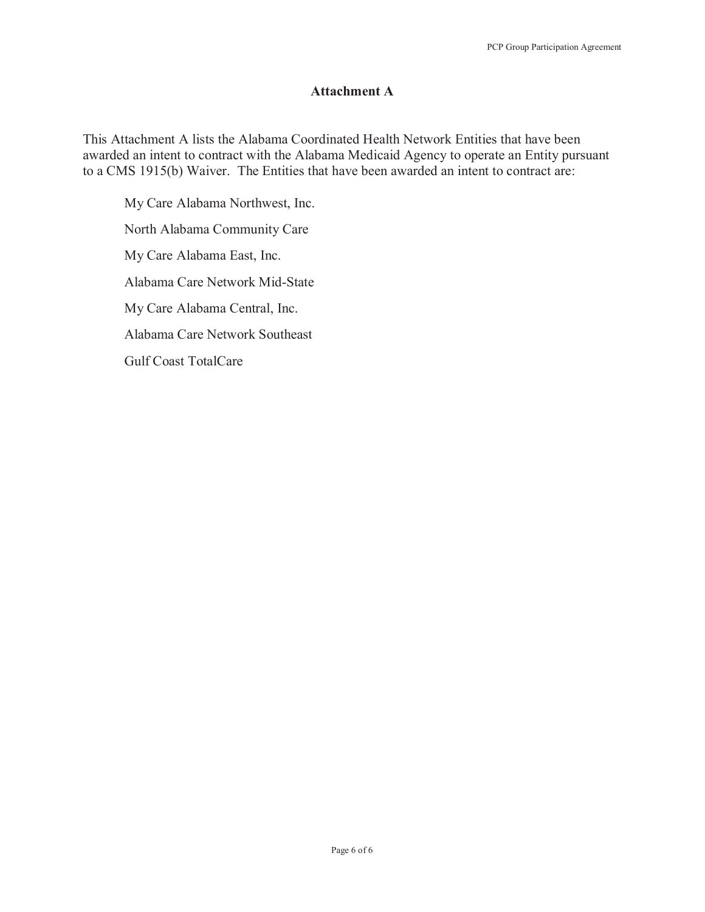# Attachment A

This Attachment A lists the Alabama Coordinated Health Network Entities that have been awarded an intent to contract with the Alabama Medicaid Agency to operate an Entity pursuant to a CMS 1915(b) Waiver. The Entities that have been awarded an intent to contract are:

My Care Alabama Northwest, Inc.

North Alabama Community Care

My Care Alabama East, Inc.

Alabama Care Network Mid-State

My Care Alabama Central, Inc.

Alabama Care Network Southeast

Gulf Coast TotalCare